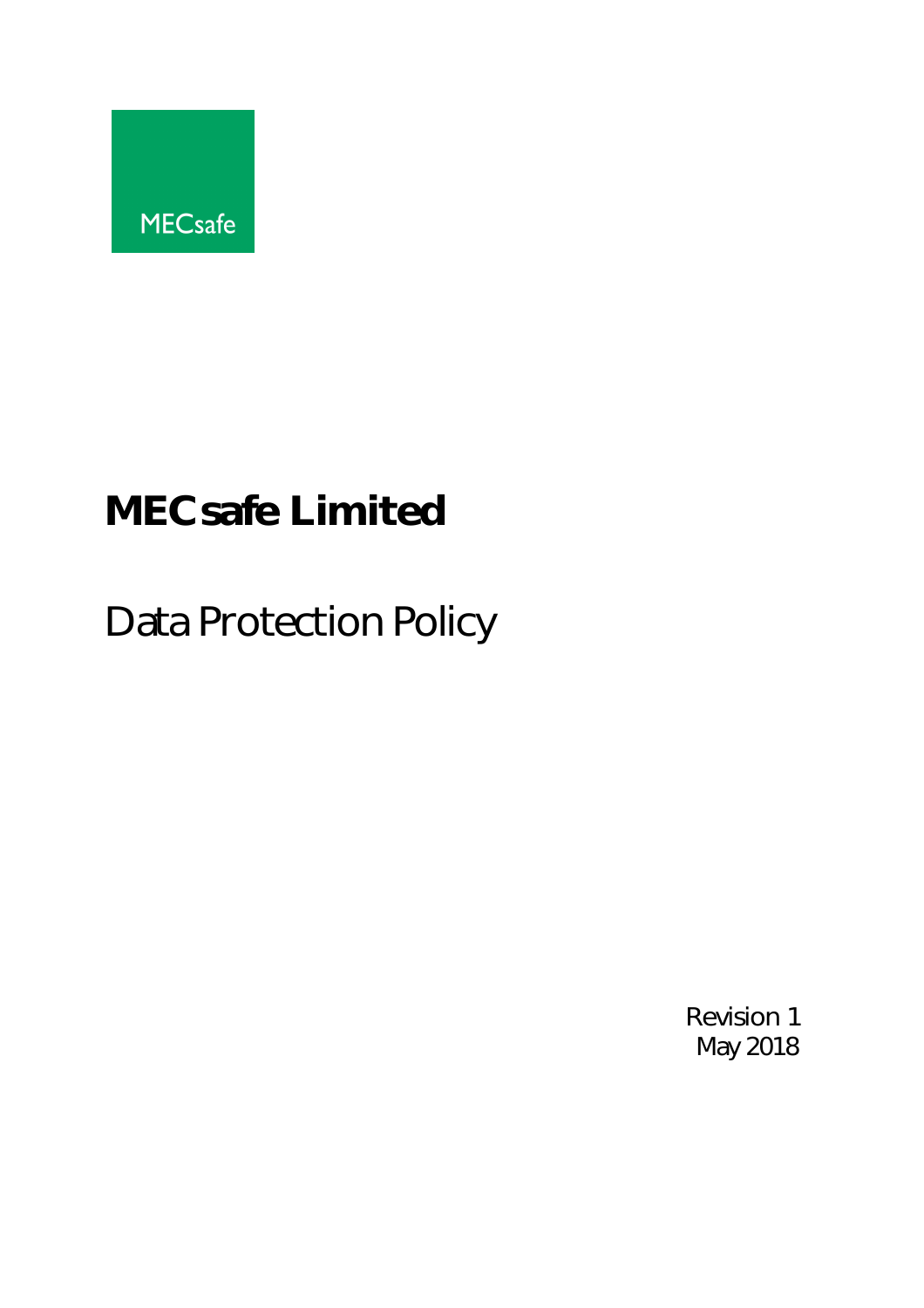MECsafe

# MECsafe Limited

## Data Protection Policy

Revision 1
May 2018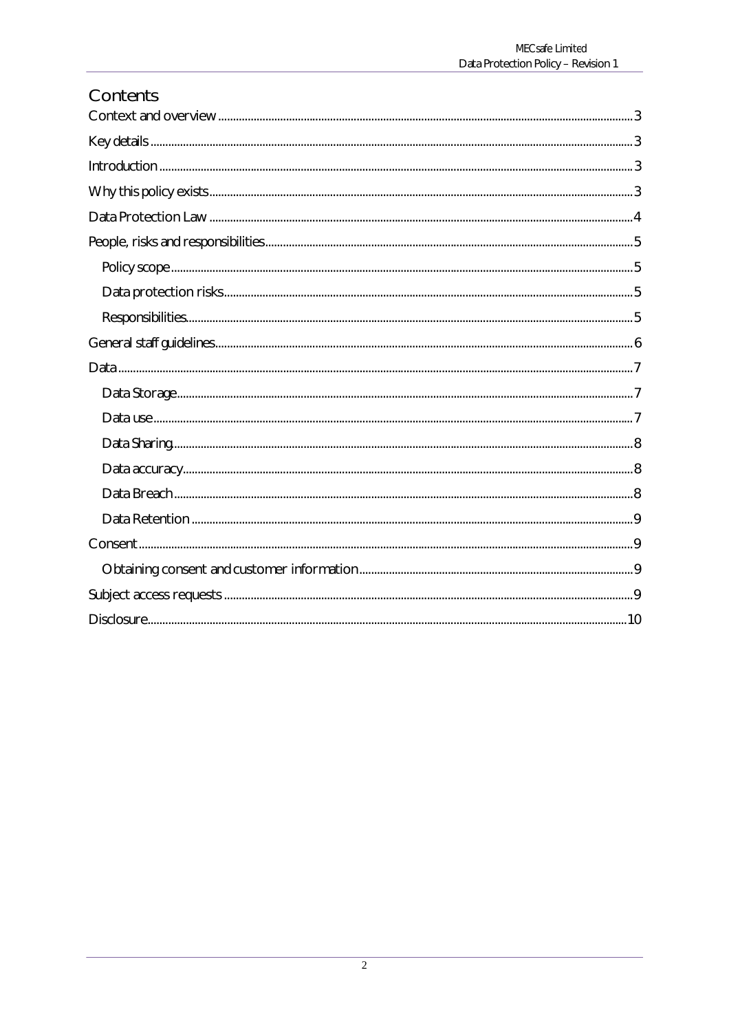# Contents

- Context and overview ... 3
- Key details ... 3
- Introduction ... 3
- Why this policy exists ... 3
- Data Protection Law ... 4
- People, risks and responsibilities ... 5
  - Policy scope ... 5
  - Data protection risks ... 5
  - Responsibilities ... 5
- General staff guidelines ... 6
- Data ... 7
  - Data Storage ... 7
  - Data use ... 7
  - Data Sharing ... 8
  - Data accuracy ... 8
  - Data Breach ... 8
  - Data Retention ... 9
- Consent ... 9
  - Obtaining consent and customer information ... 9
- Subject access requests ... 9
- Disclosure ... 10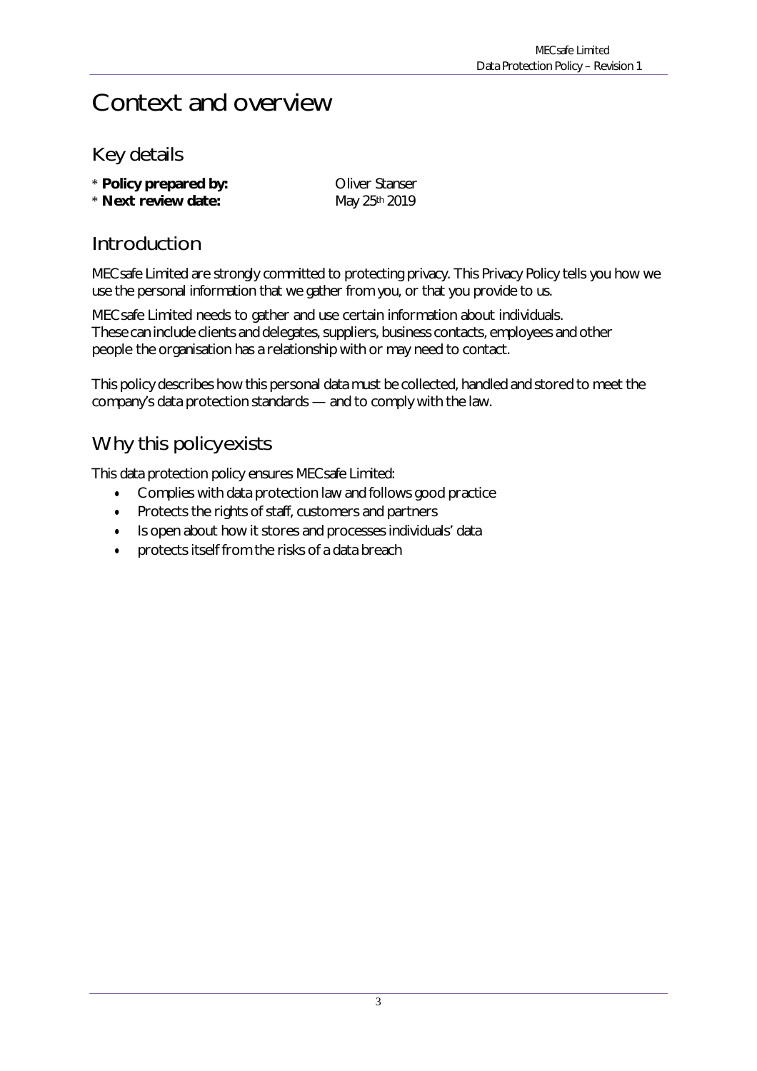# Context and overview

## Key details

* **Policy prepared by:** Oliver Stanser
* **Next review date:** May 25th 2019

## Introduction

MECsafe Limited are strongly committed to protecting privacy. This Privacy Policy tells you how we use the personal information that we gather from you, or that you provide to us.

MECsafe Limited needs to gather and use certain information about individuals. These can include clients and delegates, suppliers, business contacts, employees and other people the organisation has a relationship with or may need to contact.

This policy describes how this personal data must be collected, handled and stored to meet the company's data protection standards — and to comply with the law.

## Why this policy exists

This data protection policy ensures MECsafe Limited:

- Complies with data protection law and follows good practice
- Protects the rights of staff, customers and partners
- Is open about how it stores and processes individuals' data
- protects itself from the risks of a data breach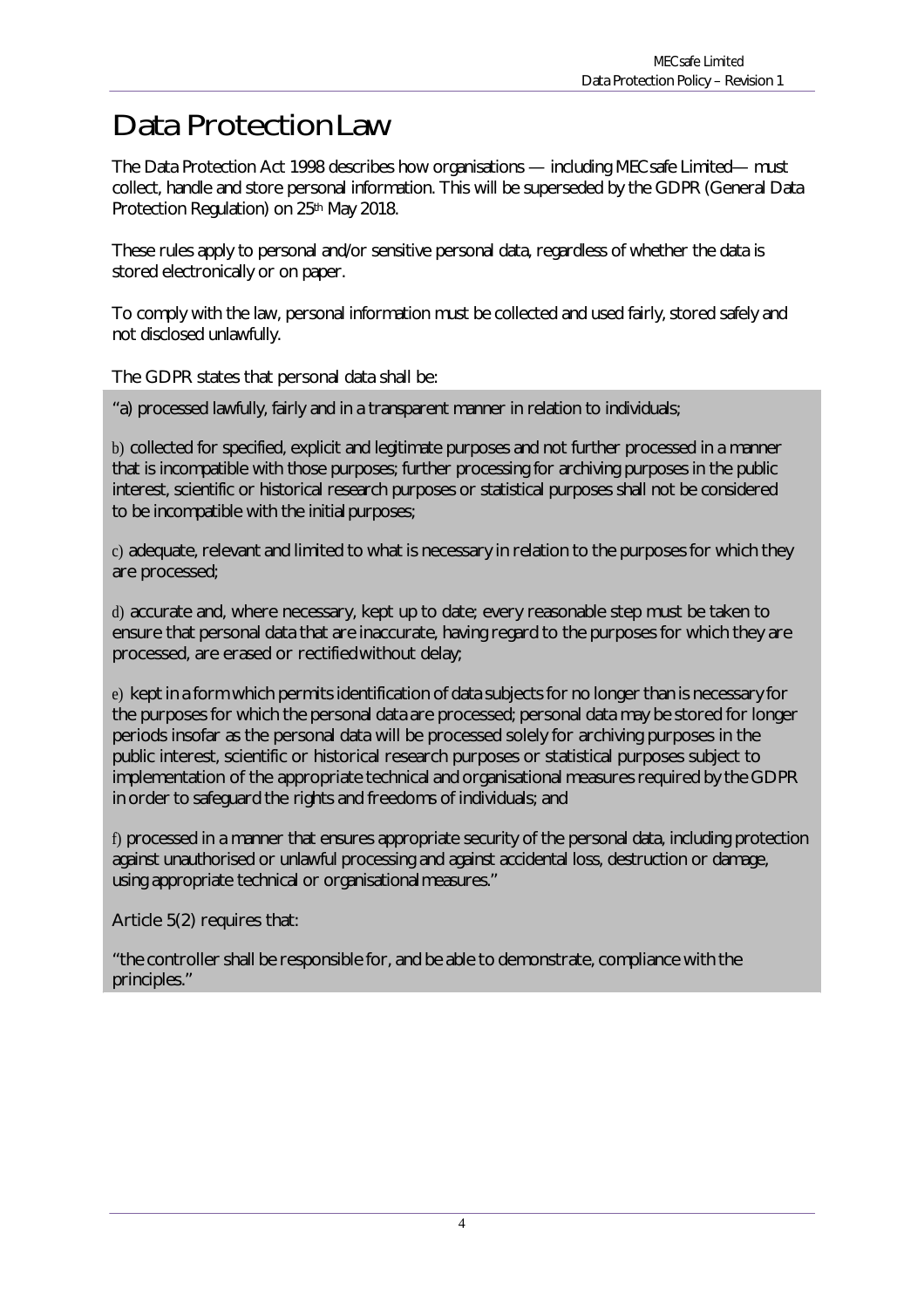# Data Protection Law

The Data Protection Act 1998 describes how organisations — including MECsafe Limited— must collect, handle and store personal information. This will be superseded by the GDPR (General Data Protection Regulation) on 25th May 2018.

These rules apply to personal and/or sensitive personal data, regardless of whether the data is stored electronically or on paper.

To comply with the law, personal information must be collected and used fairly, stored safely and not disclosed unlawfully.

The GDPR states that personal data shall be:

"a) processed lawfully, fairly and in a transparent manner in relation to individuals;

b) collected for specified, explicit and legitimate purposes and not further processed in a manner that is incompatible with those purposes; further processing for archiving purposes in the public interest, scientific or historical research purposes or statistical purposes shall not be considered to be incompatible with the initial purposes;

c) adequate, relevant and limited to what is necessary in relation to the purposes for which they are processed;

d) accurate and, where necessary, kept up to date; every reasonable step must be taken to ensure that personal data that are inaccurate, having regard to the purposes for which they are processed, are erased or rectified without delay;

e) kept in a form which permits identification of data subjects for no longer than is necessary for the purposes for which the personal data are processed; personal data may be stored for longer periods insofar as the personal data will be processed solely for archiving purposes in the public interest, scientific or historical research purposes or statistical purposes subject to implementation of the appropriate technical and organisational measures required by the GDPR in order to safeguard the rights and freedoms of individuals; and

f) processed in a manner that ensures appropriate security of the personal data, including protection against unauthorised or unlawful processing and against accidental loss, destruction or damage, using appropriate technical or organisational measures."

Article 5(2) requires that:

"the controller shall be responsible for, and be able to demonstrate, compliance with the principles."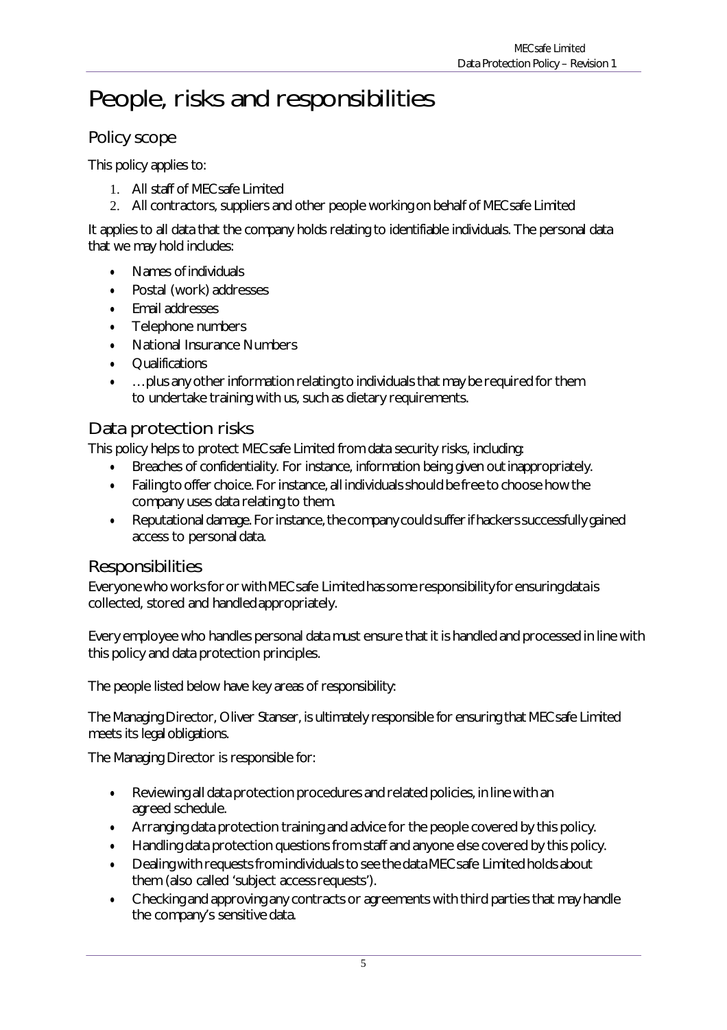# People, risks and responsibilities

## Policy scope

This policy applies to:

1. All staff of MECsafe Limited
2. All contractors, suppliers and other people working on behalf of MECsafe Limited

It applies to all data that the company holds relating to identifiable individuals. The personal data that we may hold includes:

- Names of individuals
- Postal (work) addresses
- Email addresses
- Telephone numbers
- National Insurance Numbers
- Qualifications
- …plus any other information relating to individuals that may be required for them to undertake training with us, such as dietary requirements.

## Data protection risks

This policy helps to protect MECsafe Limited from data security risks, including:

- Breaches of confidentiality. For instance, information being given out inappropriately.
- Failing to offer choice. For instance, all individuals should be free to choose how the company uses data relating to them.
- Reputational damage. For instance, the company could suffer if hackers successfully gained access to personal data.

## Responsibilities

Everyone who works for or with MECsafe Limited has some responsibility for ensuring data is collected, stored and handled appropriately.

Every employee who handles personal data must ensure that it is handled and processed in line with this policy and data protection principles.

The people listed below have key areas of responsibility:

The Managing Director, Oliver Stanser, is ultimately responsible for ensuring that MECsafe Limited meets its legal obligations.

The Managing Director is responsible for:

- Reviewing all data protection procedures and related policies, in line with an agreed schedule.
- Arranging data protection training and advice for the people covered by this policy.
- Handling data protection questions from staff and anyone else covered by this policy.
- Dealing with requests from individuals to see the data MECsafe Limited holds about them (also called 'subject access requests').
- Checking and approving any contracts or agreements with third parties that may handle the company's sensitive data.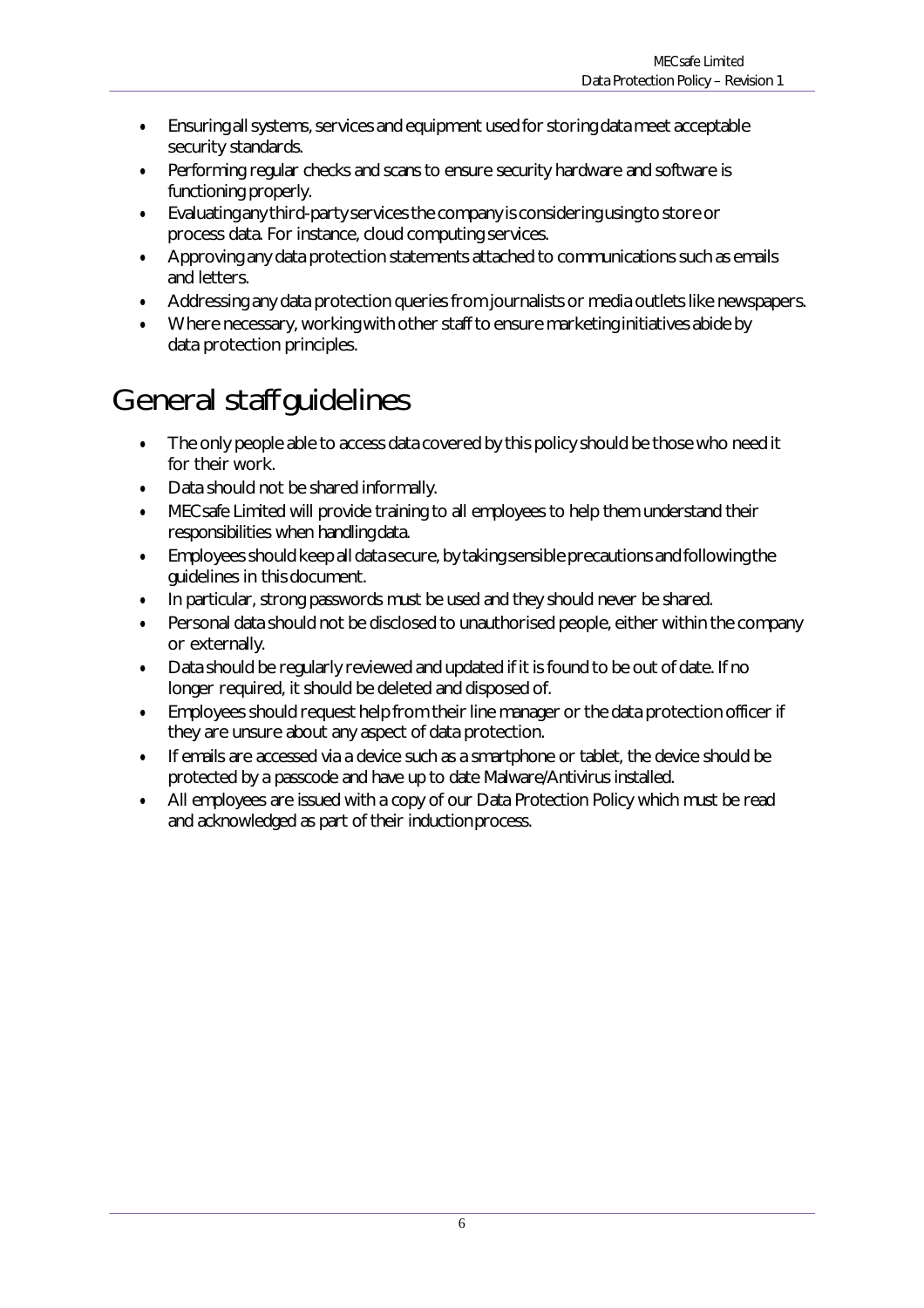- Ensuring all systems, services and equipment used for storing data meet acceptable security standards.
- Performing regular checks and scans to ensure security hardware and software is functioning properly.
- Evaluating any third-party services the company is considering using to store or process data. For instance, cloud computing services.
- Approving any data protection statements attached to communications such as emails and letters.
- Addressing any data protection queries from journalists or media outlets like newspapers.
- Where necessary, working with other staff to ensure marketing initiatives abide by data protection principles.

# General staff guidelines

- The only people able to access data covered by this policy should be those who need it for their work.
- Data should not be shared informally.
- MECsafe Limited will provide training to all employees to help them understand their responsibilities when handling data.
- Employees should keep all data secure, by taking sensible precautions and following the guidelines in this document.
- In particular, strong passwords must be used and they should never be shared.
- Personal data should not be disclosed to unauthorised people, either within the company or externally.
- Data should be regularly reviewed and updated if it is found to be out of date. If no longer required, it should be deleted and disposed of.
- Employees should request help from their line manager or the data protection officer if they are unsure about any aspect of data protection.
- If emails are accessed via a device such as a smartphone or tablet, the device should be protected by a passcode and have up to date Malware/Antivirus installed.
- All employees are issued with a copy of our Data Protection Policy which must be read and acknowledged as part of their induction process.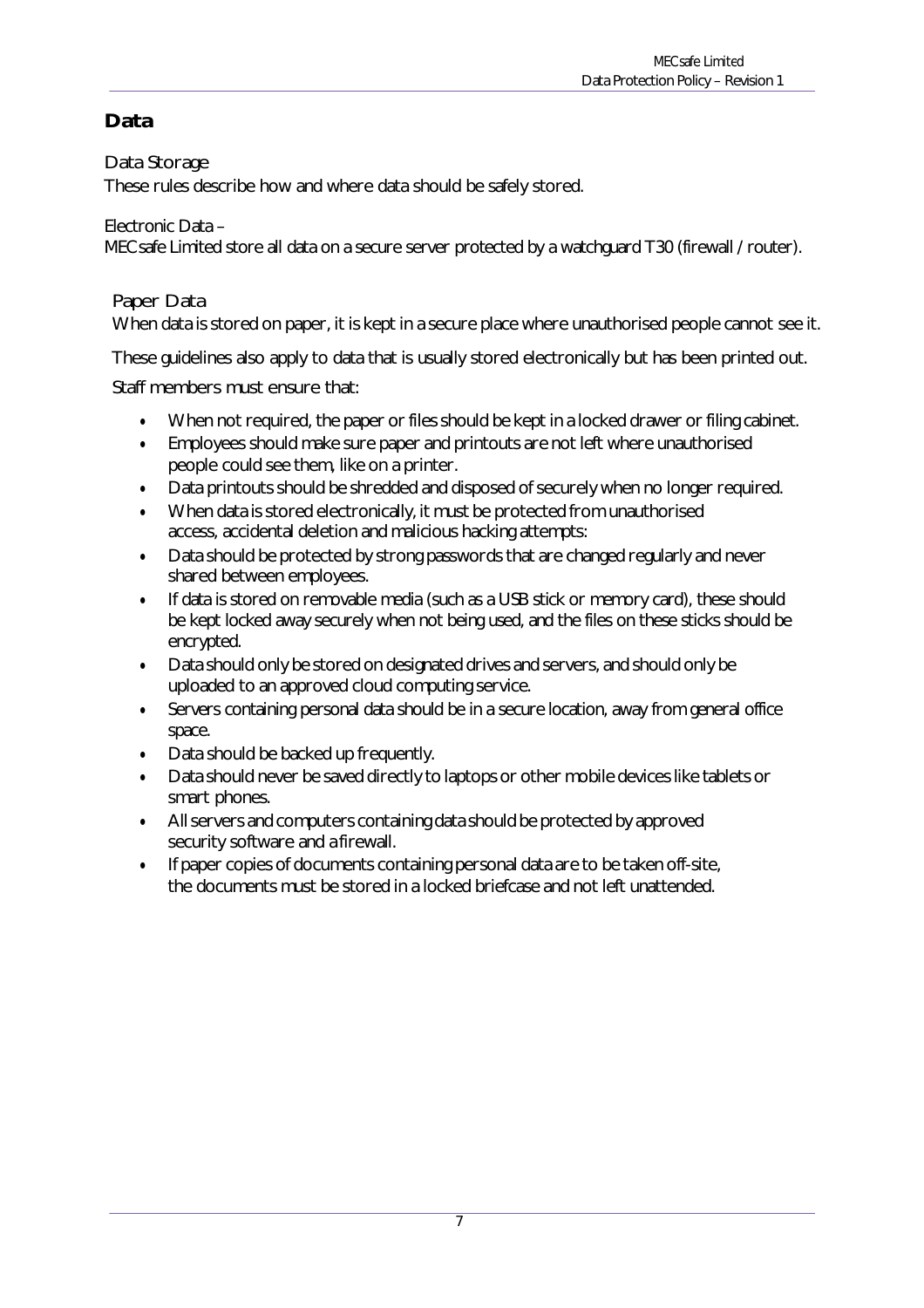## Data

### Data Storage

These rules describe how and where data should be safely stored.

Electronic Data –

MECsafe Limited store all data on a secure server protected by a watchguard T30 (firewall / router).

### Paper Data

When data is stored on paper, it is kept in a secure place where unauthorised people cannot see it.

These guidelines also apply to data that is usually stored electronically but has been printed out.

Staff members must ensure that:

- When not required, the paper or files should be kept in a locked drawer or filing cabinet.
- Employees should make sure paper and printouts are not left where unauthorised people could see them, like on a printer.
- Data printouts should be shredded and disposed of securely when no longer required.
- When data is stored electronically, it must be protected from unauthorised access, accidental deletion and malicious hacking attempts:
- Data should be protected by strong passwords that are changed regularly and never shared between employees.
- If data is stored on removable media (such as a USB stick or memory card), these should be kept locked away securely when not being used, and the files on these sticks should be encrypted.
- Data should only be stored on designated drives and servers, and should only be uploaded to an approved cloud computing service.
- Servers containing personal data should be in a secure location, away from general office space.
- Data should be backed up frequently.
- Data should never be saved directly to laptops or other mobile devices like tablets or smart phones.
- All servers and computers containing data should be protected by approved security software and a firewall.
- If paper copies of documents containing personal data are to be taken off-site, the documents must be stored in a locked briefcase and not left unattended.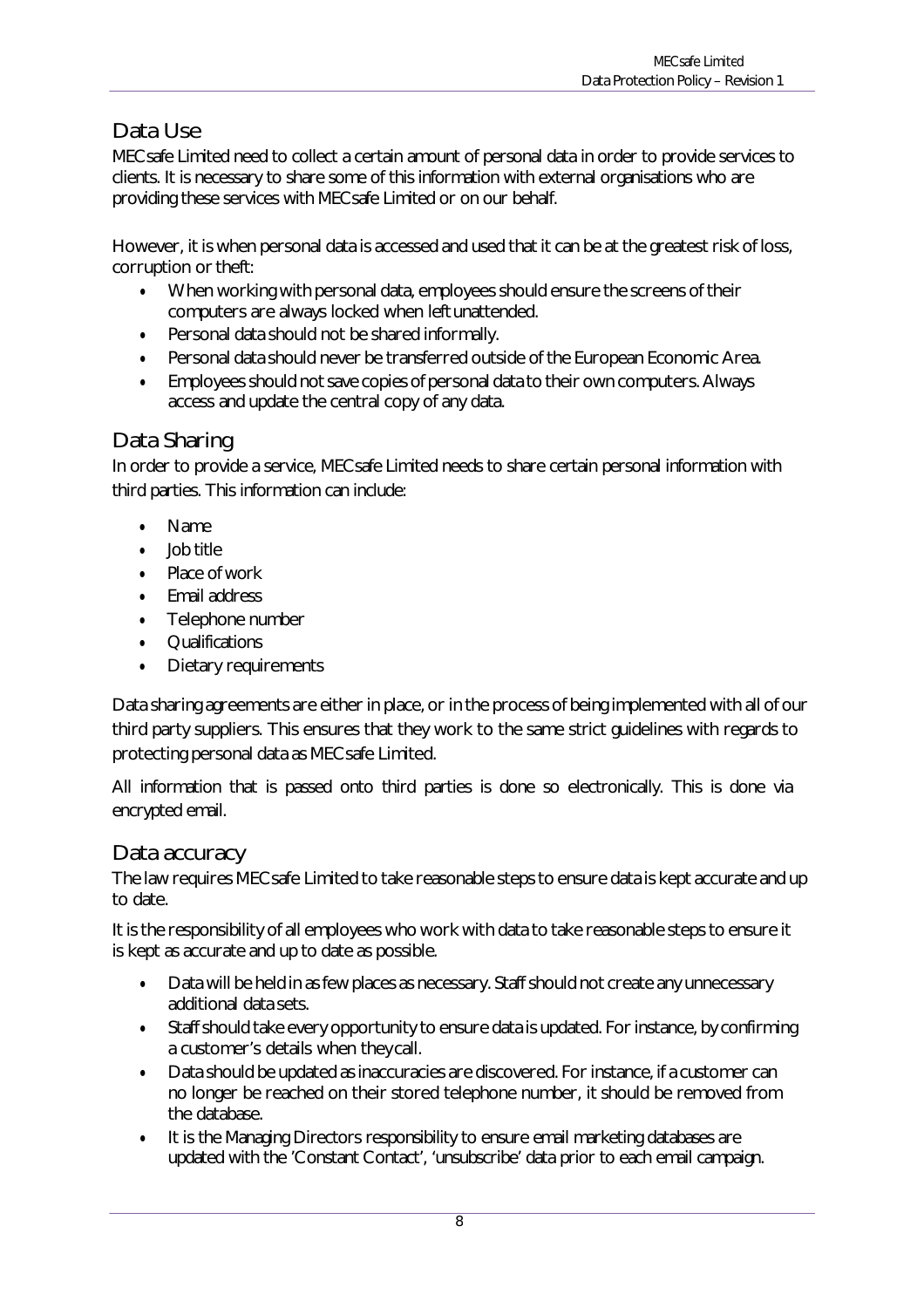## Data Use

MECsafe Limited need to collect a certain amount of personal data in order to provide services to clients. It is necessary to share some of this information with external organisations who are providing these services with MECsafe Limited or on our behalf.

However, it is when personal data is accessed and used that it can be at the greatest risk of loss, corruption or theft:

- When working with personal data, employees should ensure the screens of their computers are always locked when left unattended.
- Personal data should not be shared informally.
- Personal data should never be transferred outside of the European Economic Area.
- Employees should not save copies of personal data to their own computers. Always access and update the central copy of any data.

## Data Sharing

In order to provide a service, MECsafe Limited needs to share certain personal information with third parties. This information can include:

- Name
- Job title
- Place of work
- Email address
- Telephone number
- Qualifications
- Dietary requirements

Data sharing agreements are either in place, or in the process of being implemented with all of our third party suppliers. This ensures that they work to the same strict guidelines with regards to protecting personal data as MECsafe Limited.

All information that is passed onto third parties is done so electronically. This is done via encrypted email.

## Data accuracy

The law requires MECsafe Limited to take reasonable steps to ensure data is kept accurate and up to date.

It is the responsibility of all employees who work with data to take reasonable steps to ensure it is kept as accurate and up to date as possible.

- Data will be held in as few places as necessary. Staff should not create any unnecessary additional data sets.
- Staff should take every opportunity to ensure data is updated. For instance, by confirming a customer's details when they call.
- Data should be updated as inaccuracies are discovered. For instance, if a customer can no longer be reached on their stored telephone number, it should be removed from the database.
- It is the Managing Directors responsibility to ensure email marketing databases are updated with the 'Constant Contact', 'unsubscribe' data prior to each email campaign.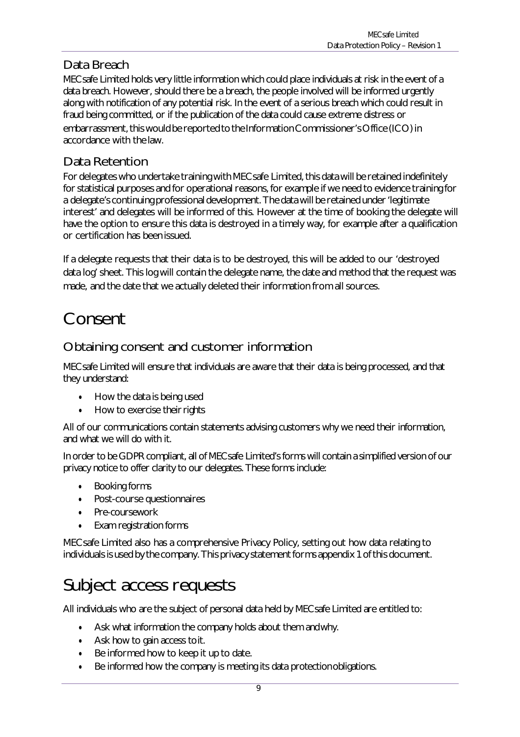### Data Breach

MECsafe Limited holds very little information which could place individuals at risk in the event of a data breach. However, should there be a breach, the people involved will be informed urgently along with notification of any potential risk. In the event of a serious breach which could result in fraud being committed, or if the publication of the data could cause extreme distress or embarrassment, this would be reported to the Information Commissioner's Office (ICO) in accordance with the law.

### Data Retention

For delegates who undertake training with MECsafe Limited, this data will be retained indefinitely for statistical purposes and for operational reasons, for example if we need to evidence training for a delegate's continuing professional development. The data will be retained under 'legitimate interest' and delegates will be informed of this. However at the time of booking the delegate will have the option to ensure this data is destroyed in a timely way, for example after a qualification or certification has been issued.

If a delegate requests that their data is to be destroyed, this will be added to our 'destroyed data log' sheet. This log will contain the delegate name, the date and method that the request was made, and the date that we actually deleted their information from all sources.

# Consent

### Obtaining consent and customer information

MECsafe Limited will ensure that individuals are aware that their data is being processed, and that they understand:

- How the data is being used
- How to exercise their rights

All of our communications contain statements advising customers why we need their information, and what we will do with it.

In order to be GDPR compliant, all of MECsafe Limited's forms will contain a simplified version of our privacy notice to offer clarity to our delegates. These forms include:

- Booking forms
- Post-course questionnaires
- Pre-coursework
- Exam registration forms

MECsafe Limited also has a comprehensive Privacy Policy, setting out how data relating to individuals is used by the company. This privacy statement forms appendix 1 of this document.

# Subject access requests

All individuals who are the subject of personal data held by MECsafe Limited are entitled to:

- Ask what information the company holds about them and why.
- Ask how to gain access to it.
- Be informed how to keep it up to date.
- Be informed how the company is meeting its data protection obligations.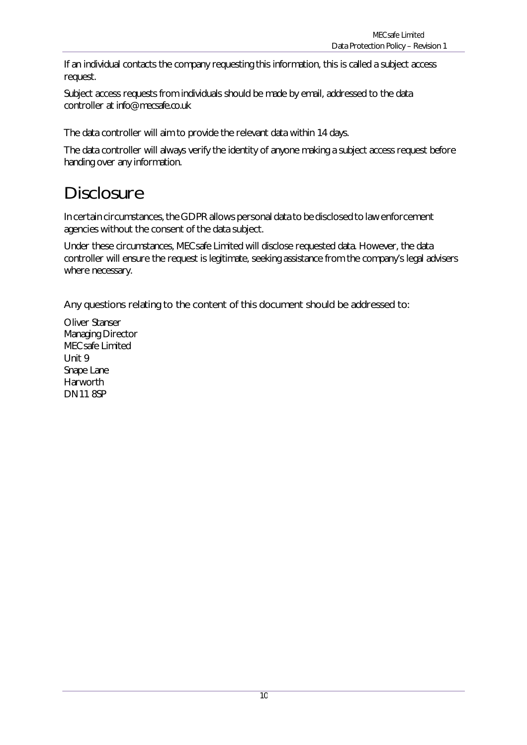If an individual contacts the company requesting this information, this is called a subject access request.

Subject access requests from individuals should be made by email, addressed to the data controller at info@mecsafe.co.uk

The data controller will aim to provide the relevant data within 14 days.

The data controller will always verify the identity of anyone making a subject access request before handing over any information.

# Disclosure

In certain circumstances, the GDPR allows personal data to be disclosed to law enforcement agencies without the consent of the data subject.

Under these circumstances, MECsafe Limited will disclose requested data. However, the data controller will ensure the request is legitimate, seeking assistance from the company's legal advisers where necessary.

Any questions relating to the content of this document should be addressed to:

Oliver Stanser
Managing Director
MECsafe Limited
Unit 9
Snape Lane
Harworth
DN11 8SP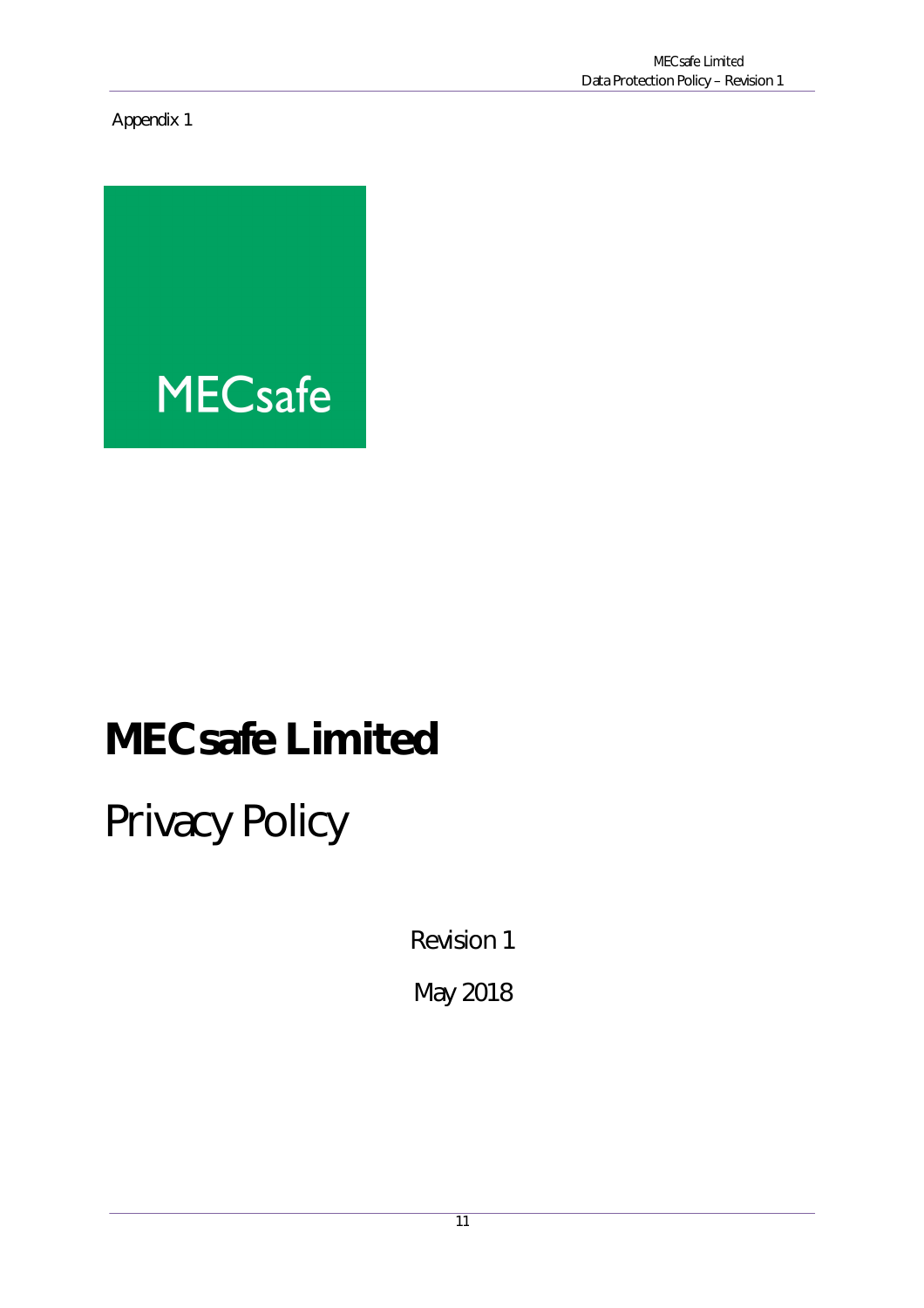Appendix 1

MECsafe

# MECsafe Limited

# Privacy Policy

Revision 1

May 2018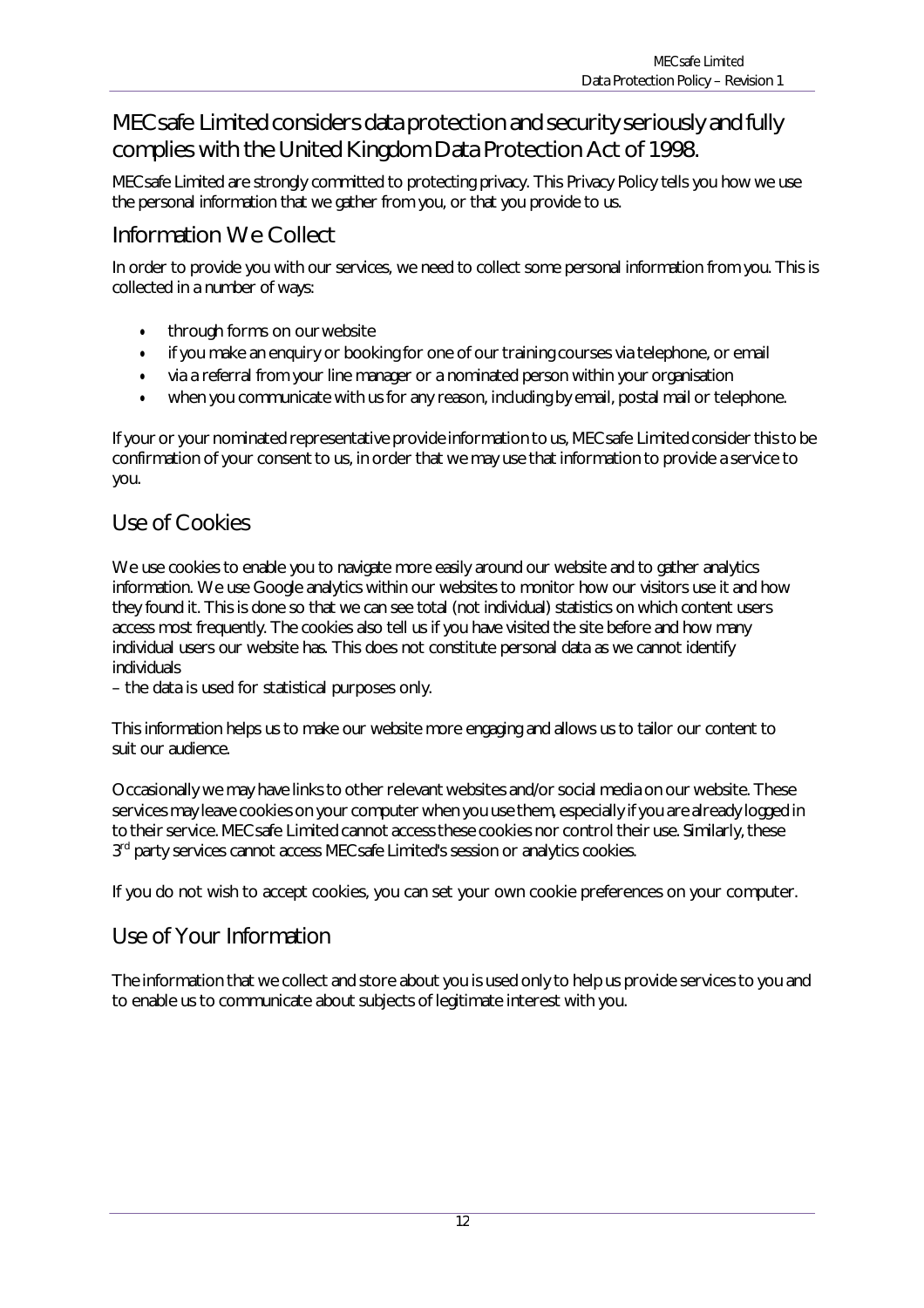## MECsafe Limited considers data protection and security seriously and fully complies with the United Kingdom Data Protection Act of 1998.

MECsafe Limited are strongly committed to protecting privacy. This Privacy Policy tells you how we use the personal information that we gather from you, or that you provide to us.

## Information We Collect

In order to provide you with our services, we need to collect some personal information from you. This is collected in a number of ways:

- through forms on our website
- if you make an enquiry or booking for one of our training courses via telephone, or email
- via a referral from your line manager or a nominated person within your organisation
- when you communicate with us for any reason, including by email, postal mail or telephone.

If your or your nominated representative provide information to us, MECsafe Limited consider this to be confirmation of your consent to us, in order that we may use that information to provide a service to you.

## Use of Cookies

We use cookies to enable you to navigate more easily around our website and to gather analytics information. We use Google analytics within our websites to monitor how our visitors use it and how they found it. This is done so that we can see total (not individual) statistics on which content users access most frequently. The cookies also tell us if you have visited the site before and how many individual users our website has. This does not constitute personal data as we cannot identify individuals

– the data is used for statistical purposes only.

This information helps us to make our website more engaging and allows us to tailor our content to suit our audience.

Occasionally we may have links to other relevant websites and/or social media on our website. These services may leave cookies on your computer when you use them, especially if you are already logged in to their service. MECsafe Limited cannot access these cookies nor control their use. Similarly, these 3rd party services cannot access MECsafe Limited's session or analytics cookies.

If you do not wish to accept cookies, you can set your own cookie preferences on your computer.

## Use of Your Information

The information that we collect and store about you is used only to help us provide services to you and to enable us to communicate about subjects of legitimate interest with you.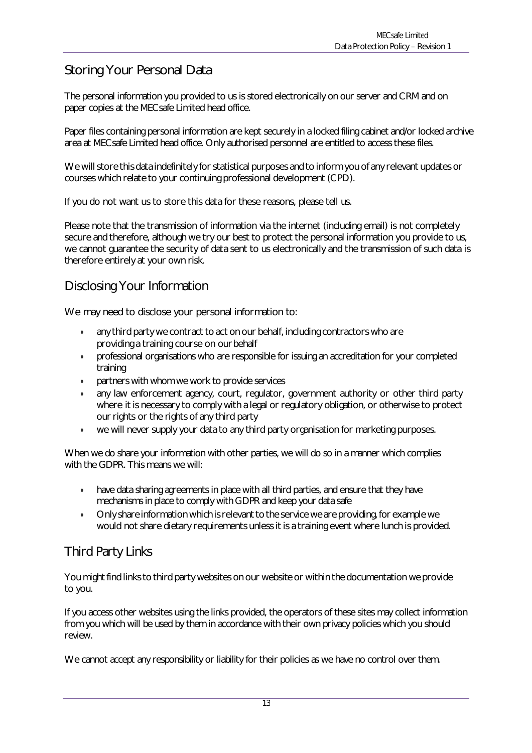## Storing Your Personal Data

The personal information you provided to us is stored electronically on our server and CRM and on paper copies at the MECsafe Limited head office.

Paper files containing personal information are kept securely in a locked filing cabinet and/or locked archive area at MECsafe Limited head office. Only authorised personnel are entitled to access these files.

We will store this data indefinitely for statistical purposes and to inform you of any relevant updates or courses which relate to your continuing professional development (CPD).

If you do not want us to store this data for these reasons, please tell us.

Please note that the transmission of information via the internet (including email) is not completely secure and therefore, although we try our best to protect the personal information you provide to us, we cannot guarantee the security of data sent to us electronically and the transmission of such data is therefore entirely at your own risk.

## Disclosing Your Information

We may need to disclose your personal information to:

- any third party we contract to act on our behalf, including contractors who are providing a training course on our behalf
- professional organisations who are responsible for issuing an accreditation for your completed training
- partners with whom we work to provide services
- any law enforcement agency, court, regulator, government authority or other third party where it is necessary to comply with a legal or regulatory obligation, or otherwise to protect our rights or the rights of any third party
- we will never supply your data to any third party organisation for marketing purposes.

When we do share your information with other parties, we will do so in a manner which complies with the GDPR. This means we will:

- have data sharing agreements in place with all third parties, and ensure that they have mechanisms in place to comply with GDPR and keep your data safe
- Only share information which is relevant to the service we are providing, for example we would not share dietary requirements unless it is a training event where lunch is provided.

## Third Party Links

You might find links to third party websites on our website or within the documentation we provide to you.

If you access other websites using the links provided, the operators of these sites may collect information from you which will be used by them in accordance with their own privacy policies which you should review.

We cannot accept any responsibility or liability for their policies as we have no control over them.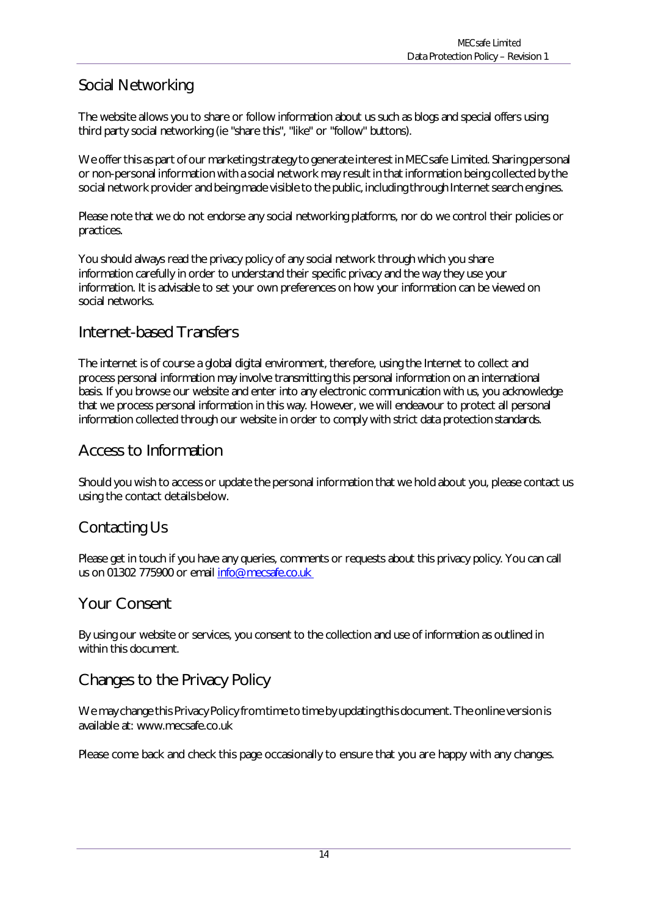## Social Networking

The website allows you to share or follow information about us such as blogs and special offers using third party social networking (ie "share this", "like" or "follow" buttons).

We offer this as part of our marketing strategy to generate interest in MECsafe Limited. Sharing personal or non-personal information with a social network may result in that information being collected by the social network provider and being made visible to the public, including through Internet search engines.

Please note that we do not endorse any social networking platforms, nor do we control their policies or practices.

You should always read the privacy policy of any social network through which you share information carefully in order to understand their specific privacy and the way they use your information. It is advisable to set your own preferences on how your information can be viewed on social networks.

## Internet-based Transfers

The internet is of course a global digital environment, therefore, using the Internet to collect and process personal information may involve transmitting this personal information on an international basis. If you browse our website and enter into any electronic communication with us, you acknowledge that we process personal information in this way. However, we will endeavour to protect all personal information collected through our website in order to comply with strict data protection standards.

## Access to Information

Should you wish to access or update the personal information that we hold about you, please contact us using the contact details below.

## Contacting Us

Please get in touch if you have any queries, comments or requests about this privacy policy. You can call us on 01302 775900 or email info@mecsafe.co.uk

## Your Consent

By using our website or services, you consent to the collection and use of information as outlined in within this document.

## Changes to the Privacy Policy

We may change this Privacy Policy from time to time by updating this document. The online version is available at: www.mecsafe.co.uk

Please come back and check this page occasionally to ensure that you are happy with any changes.